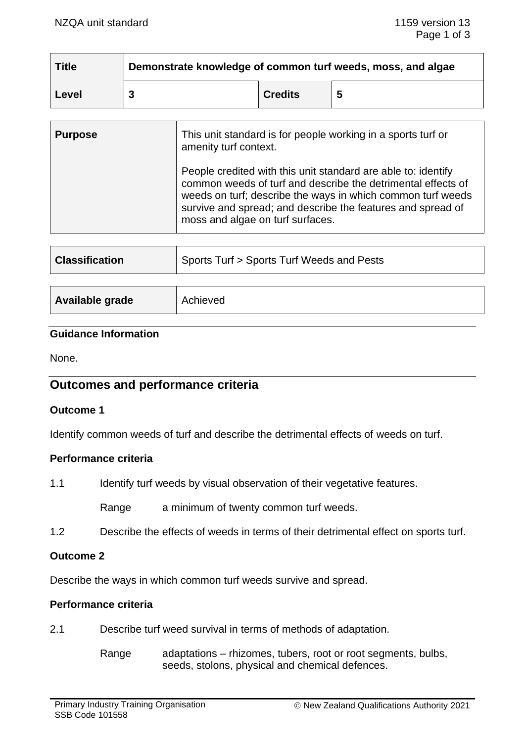| Title | Demonstrate knowledge of common turf weeds, moss, and algae | | |
|---|---|---|---|
| Level | 3 | Credits | 5 |

| Purpose | This unit standard is for people working in a sports turf or amenity turf context.<br><br>People credited with this unit standard are able to: identify common weeds of turf and describe the detrimental effects of weeds on turf; describe the ways in which common turf weeds survive and spread; and describe the features and spread of moss and algae on turf surfaces. |
|---|---|

| Classification | Sports Turf > Sports Turf Weeds and Pests |
|---|---|

| Available grade | Achieved |
|---|---|

### Guidance Information

None.

## Outcomes and performance criteria

### Outcome 1

Identify common weeds of turf and describe the detrimental effects of weeds on turf.

### Performance criteria

1.1 Identify turf weeds by visual observation of their vegetative features.

Range a minimum of twenty common turf weeds.

1.2 Describe the effects of weeds in terms of their detrimental effect on sports turf.

### Outcome 2

Describe the ways in which common turf weeds survive and spread.

### Performance criteria

2.1 Describe turf weed survival in terms of methods of adaptation.

Range adaptations – rhizomes, tubers, root or root segments, bulbs, seeds, stolons, physical and chemical defences.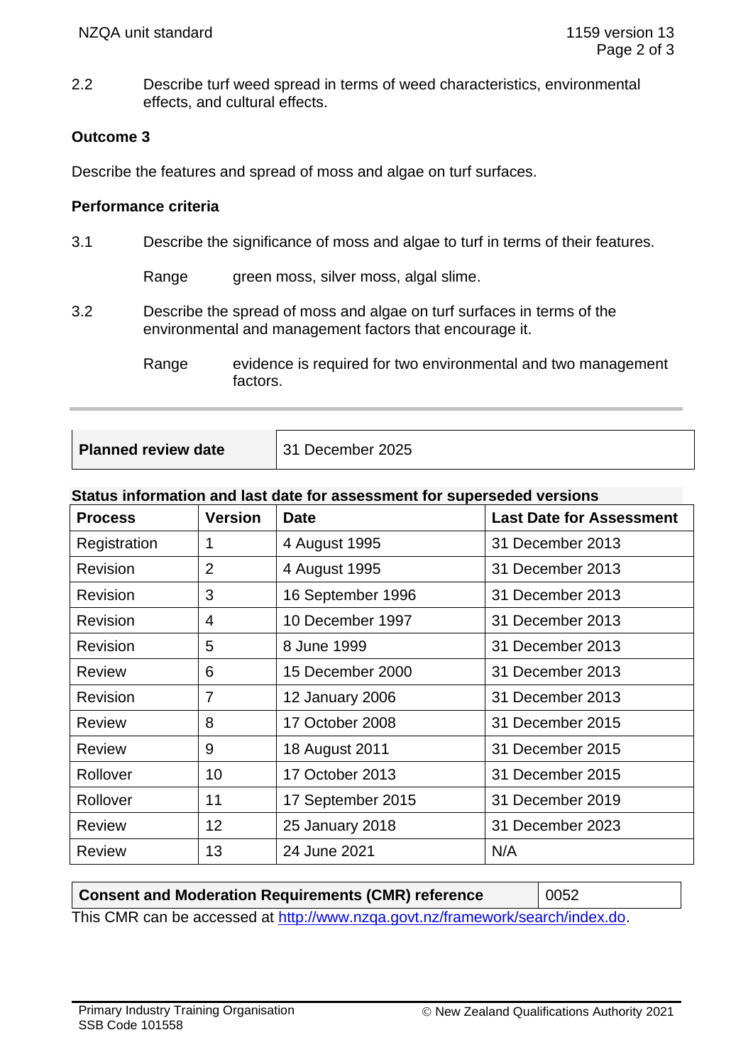2.2 Describe turf weed spread in terms of weed characteristics, environmental effects, and cultural effects.

**Outcome 3**

Describe the features and spread of moss and algae on turf surfaces.

**Performance criteria**

3.1 Describe the significance of moss and algae to turf in terms of their features.

Range green moss, silver moss, algal slime.

3.2 Describe the spread of moss and algae on turf surfaces in terms of the environmental and management factors that encourage it.

Range evidence is required for two environmental and two management factors.

---

| **Planned review date** | 31 December 2025 |
|---|---|

**Status information and last date for assessment for superseded versions**

| Process | Version | Date | Last Date for Assessment |
|---|---|---|---|
| Registration | 1 | 4 August 1995 | 31 December 2013 |
| Revision | 2 | 4 August 1995 | 31 December 2013 |
| Revision | 3 | 16 September 1996 | 31 December 2013 |
| Revision | 4 | 10 December 1997 | 31 December 2013 |
| Revision | 5 | 8 June 1999 | 31 December 2013 |
| Review | 6 | 15 December 2000 | 31 December 2013 |
| Revision | 7 | 12 January 2006 | 31 December 2013 |
| Review | 8 | 17 October 2008 | 31 December 2015 |
| Review | 9 | 18 August 2011 | 31 December 2015 |
| Rollover | 10 | 17 October 2013 | 31 December 2015 |
| Rollover | 11 | 17 September 2015 | 31 December 2019 |
| Review | 12 | 25 January 2018 | 31 December 2023 |
| Review | 13 | 24 June 2021 | N/A |

| **Consent and Moderation Requirements (CMR) reference** | 0052 |
|---|---|

This CMR can be accessed at http://www.nzqa.govt.nz/framework/search/index.do.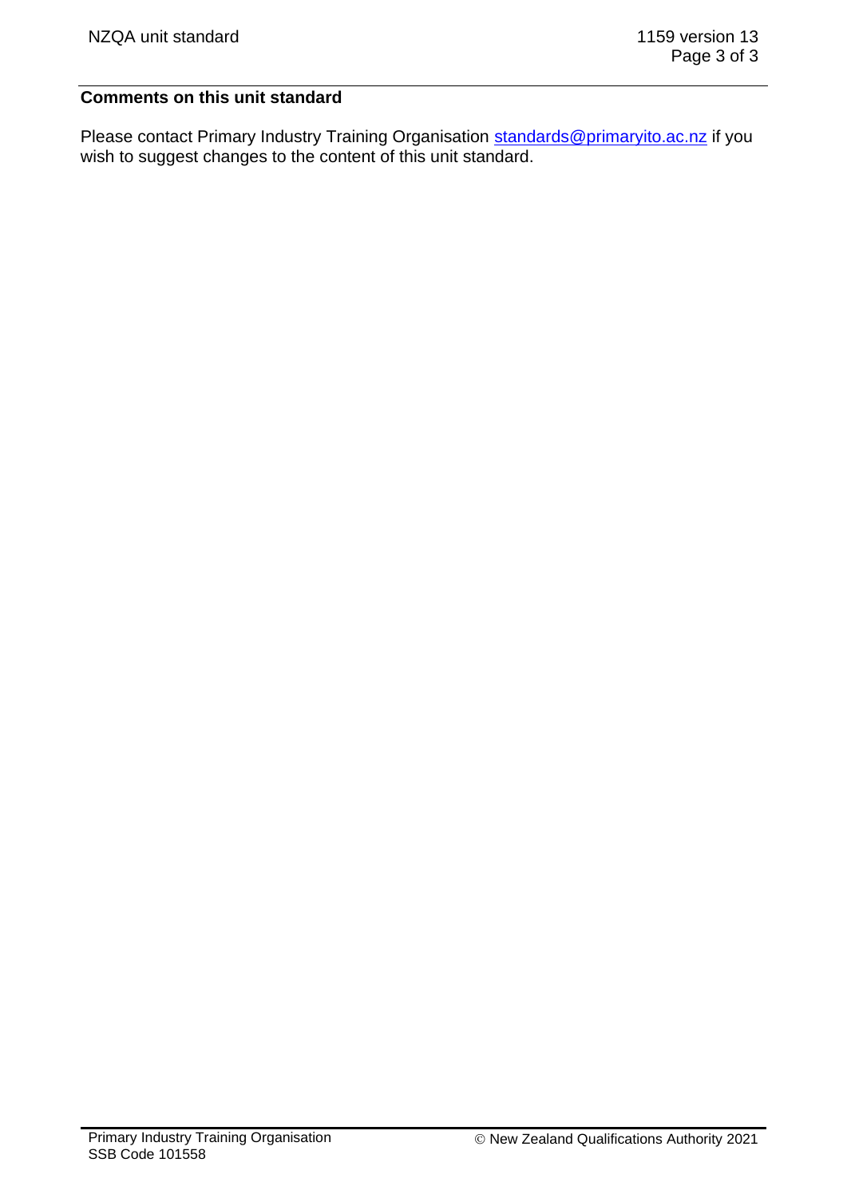## Comments on this unit standard

Please contact Primary Industry Training Organisation standards@primaryito.ac.nz if you wish to suggest changes to the content of this unit standard.